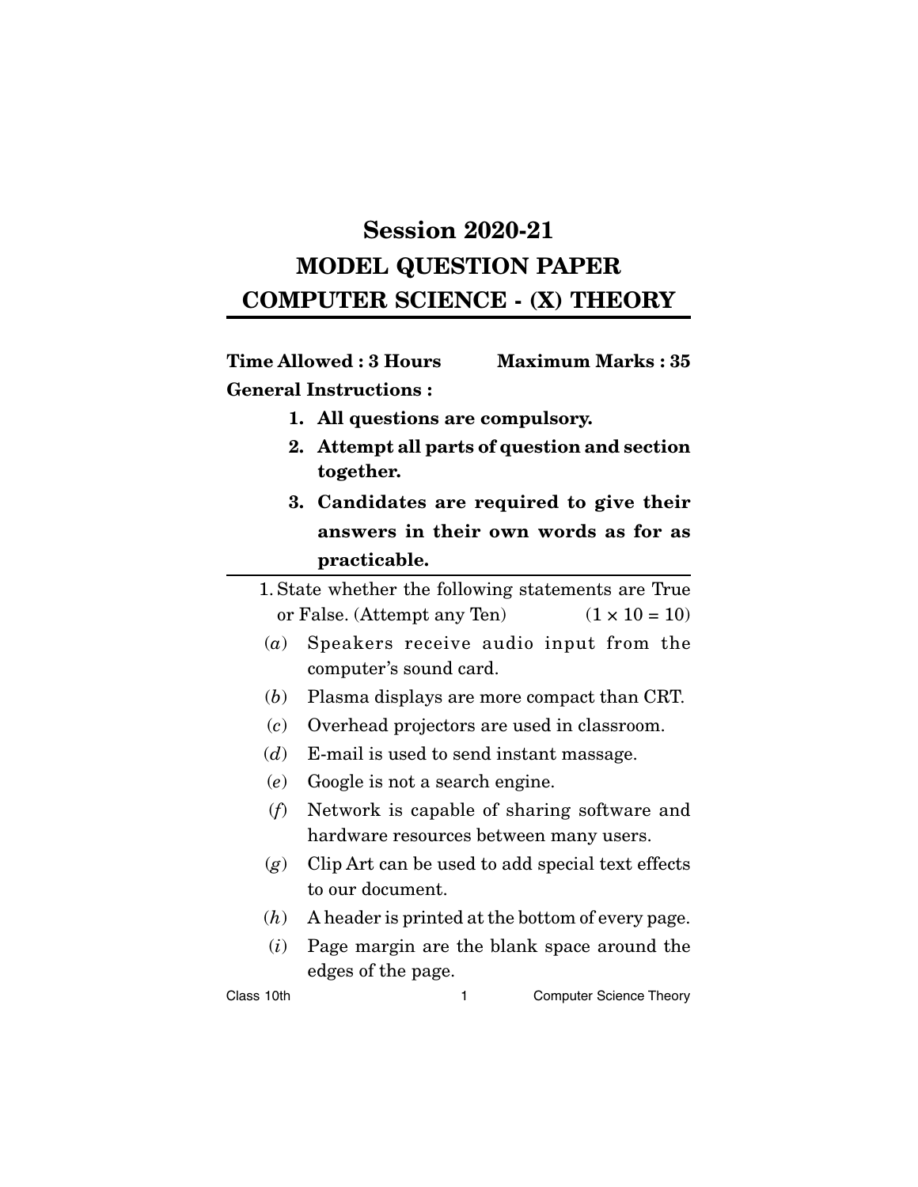# Session 2020-21

# MODEL QUESTION PAPER

# COMPUTER SCIENCE - (X) THEORY

**Time Allowed : 3 Hours** **Maximum Marks : 35**

**General Instructions :**

1. **All questions are compulsory.**
2. **Attempt all parts of question and section together.**
3. **Candidates are required to give their answers in their own words as for as practicable.**

---

1. State whether the following statements are True or False. (Attempt any Ten) (1 × 10 = 10)

(*a*) Speakers receive audio input from the computer's sound card.

(*b*) Plasma displays are more compact than CRT.

(*c*) Overhead projectors are used in classroom.

(*d*) E-mail is used to send instant massage.

(*e*) Google is not a search engine.

(*f*) Network is capable of sharing software and hardware resources between many users.

(*g*) Clip Art can be used to add special text effects to our document.

(*h*) A header is printed at the bottom of every page.

(*i*) Page margin are the blank space around the edges of the page.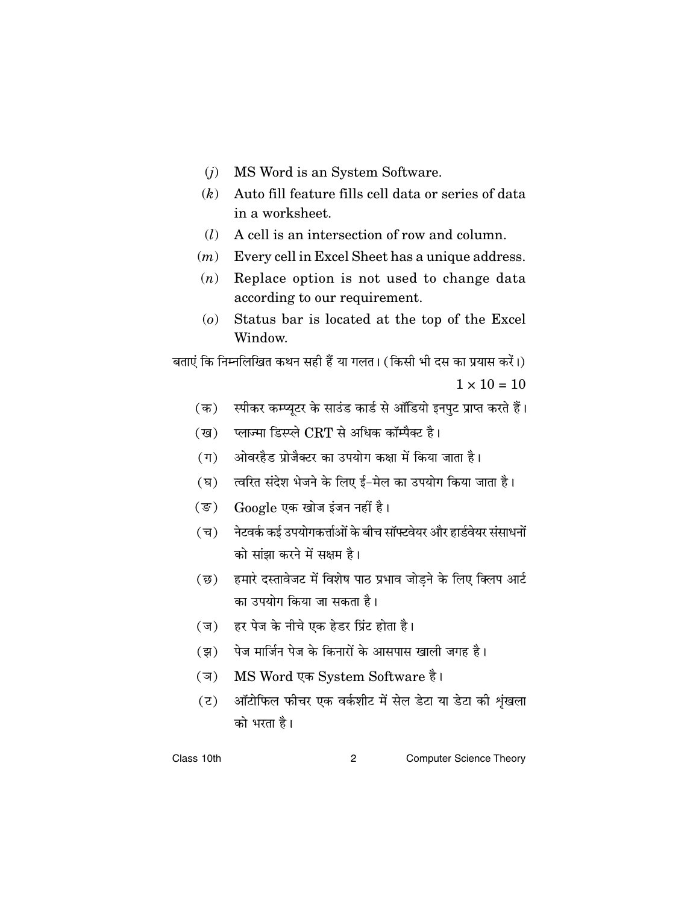(*j*) MS Word is an System Software.

(*k*) Auto fill feature fills cell data or series of data in a worksheet.

(*l*) A cell is an intersection of row and column.

(*m*) Every cell in Excel Sheet has a unique address.

(*n*) Replace option is not used to change data according to our requirement.

(*o*) Status bar is located at the top of the Excel Window.

बताएं कि निम्नलिखित कथन सही हैं या गलत। (किसी भी दस का प्रयास करें।)

$1 \times 10 = 10$

(क) स्पीकर कम्प्यूटर के साउंड कार्ड से ऑडियो इनपुट प्राप्त करते हैं।

(ख) प्लाज्मा डिस्प्ले CRT से अधिक कॉम्पैक्ट है।

(ग) ओवरहैड प्रोजैक्टर का उपयोग कक्षा में किया जाता है।

(घ) त्वरित संदेश भेजने के लिए ई-मेल का उपयोग किया जाता है।

(ङ) Google एक खोज इंजन नहीं है।

(च) नेटवर्क कई उपयोगकर्त्ताओं के बीच सॉफ्टवेयर और हार्डवेयर संसाधनों को सांझा करने में सक्षम है।

(छ) हमारे दस्तावेजट में विशेष पाठ प्रभाव जोड़ने के लिए क्लिप आर्ट का उपयोग किया जा सकता है।

(ज) हर पेज के नीचे एक हेडर प्रिंट होता है।

(झ) पेज मार्जिन पेज के किनारों के आसपास खाली जगह है।

(ञ) MS Word एक System Software है।

(ट) ऑटोफिल फीचर एक वर्कशीट में सेल डेटा या डेटा की श्रृंखला को भरता है।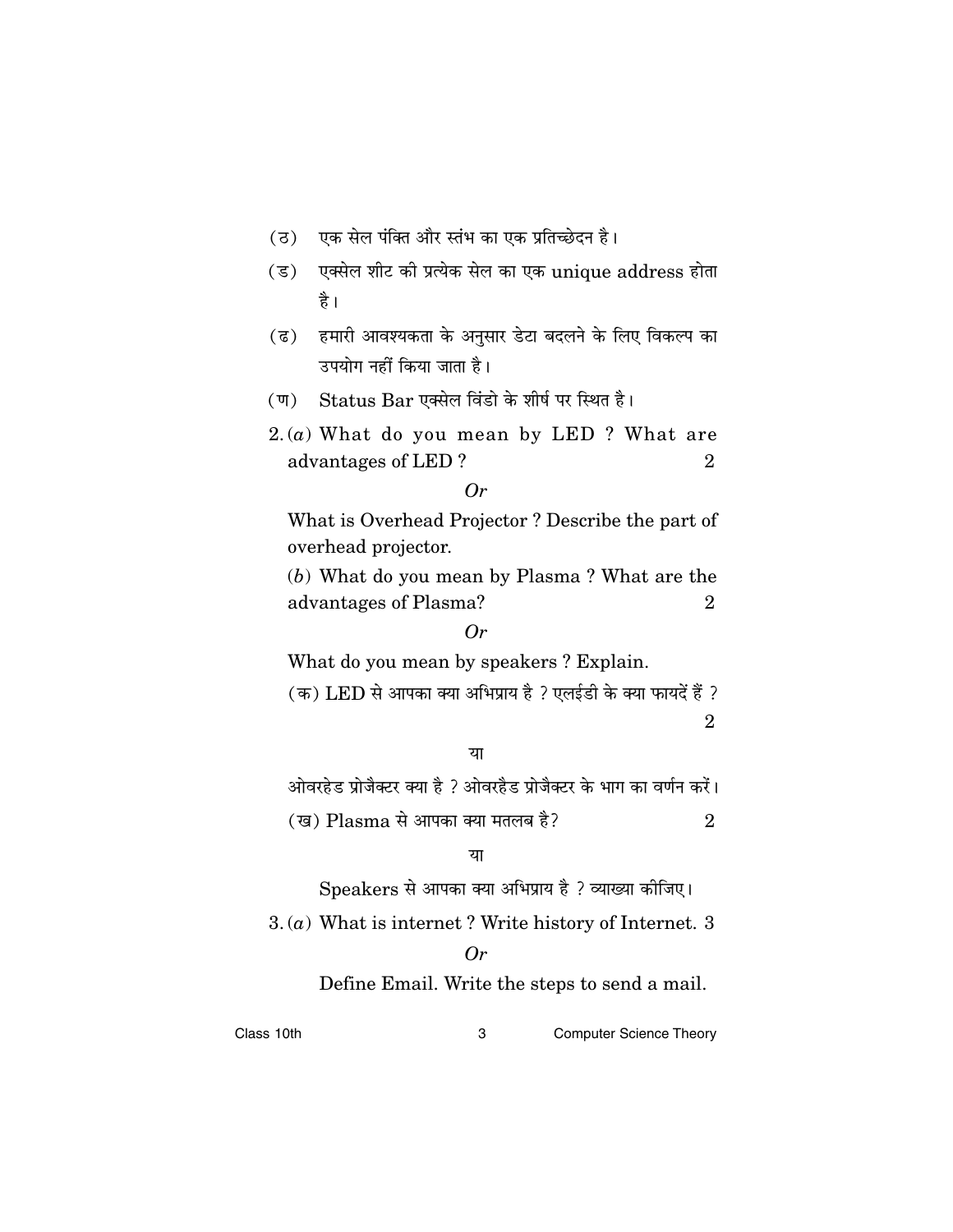(ठ) एक सेल पंक्ति और स्तंभ का एक प्रतिच्छेदन है।

(ड) एक्सेल शीट की प्रत्येक सेल का एक unique address होता है।

(ढ) हमारी आवश्यकता के अनुसार डेटा बदलने के लिए विकल्प का उपयोग नहीं किया जाता है।

(ण) Status Bar एक्सेल विंडो के शीर्ष पर स्थित है।

2. (*a*) What do you mean by LED ? What are advantages of LED ? 2

*Or*

What is Overhead Projector ? Describe the part of overhead projector.

(*b*) What do you mean by Plasma ? What are the advantages of Plasma? 2

*Or*

What do you mean by speakers ? Explain.

(क) LED से आपका क्या अभिप्राय है ? एलईडी के क्या फायदें हैं ? 2

या

ओवरहेड प्रोजैक्टर क्या है ? ओवरहैड प्रोजैक्टर के भाग का वर्णन करें।

(ख) Plasma से आपका क्या मतलब है? 2

या

Speakers से आपका क्या अभिप्राय है ? व्याख्या कीजिए।

3. (*a*) What is internet ? Write history of Internet. 3

*Or*

Define Email. Write the steps to send a mail.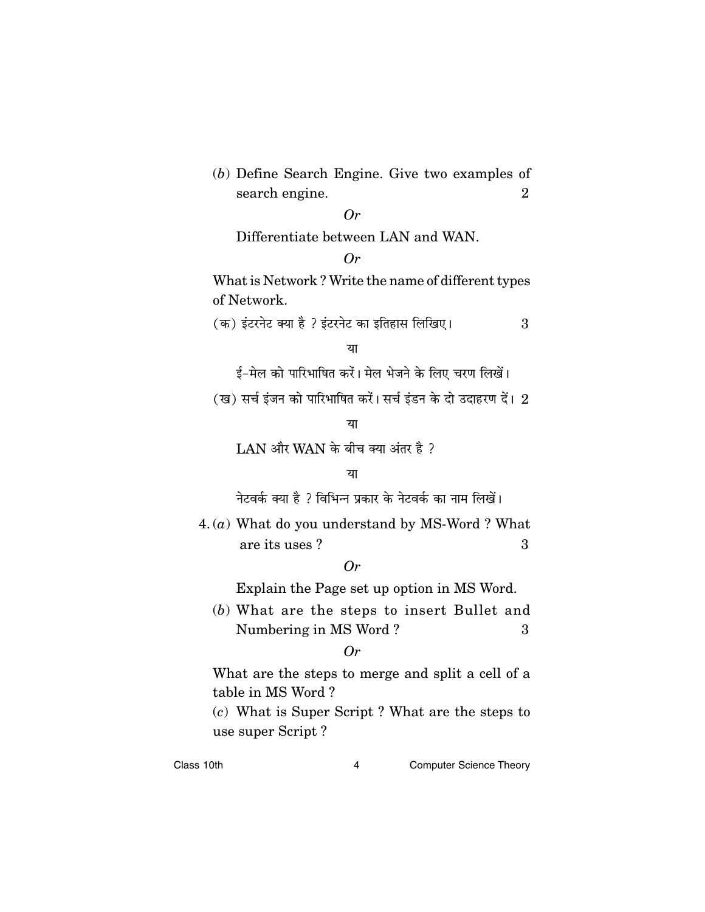(*b*) Define Search Engine. Give two examples of search engine. 2

*Or*

Differentiate between LAN and WAN.

*Or*

What is Network ? Write the name of different types of Network.

(क) इंटरनेट क्या है ? इंटरनेट का इतिहास लिखिए। 3

या

ई-मेल को पारिभाषित करें। मेल भेजने के लिए चरण लिखें।

(ख) सर्च इंजन को पारिभाषित करें। सर्च इंडन के दो उदाहरण दें। 2

या

LAN और WAN के बीच क्या अंतर है ?

या

नेटवर्क क्या है ? विभिन्न प्रकार के नेटवर्क का नाम लिखें।

4. (*a*) What do you understand by MS-Word ? What are its uses ? 3

*Or*

Explain the Page set up option in MS Word.

(*b*) What are the steps to insert Bullet and Numbering in MS Word ? 3

*Or*

What are the steps to merge and split a cell of a table in MS Word ?

(*c*) What is Super Script ? What are the steps to use super Script ?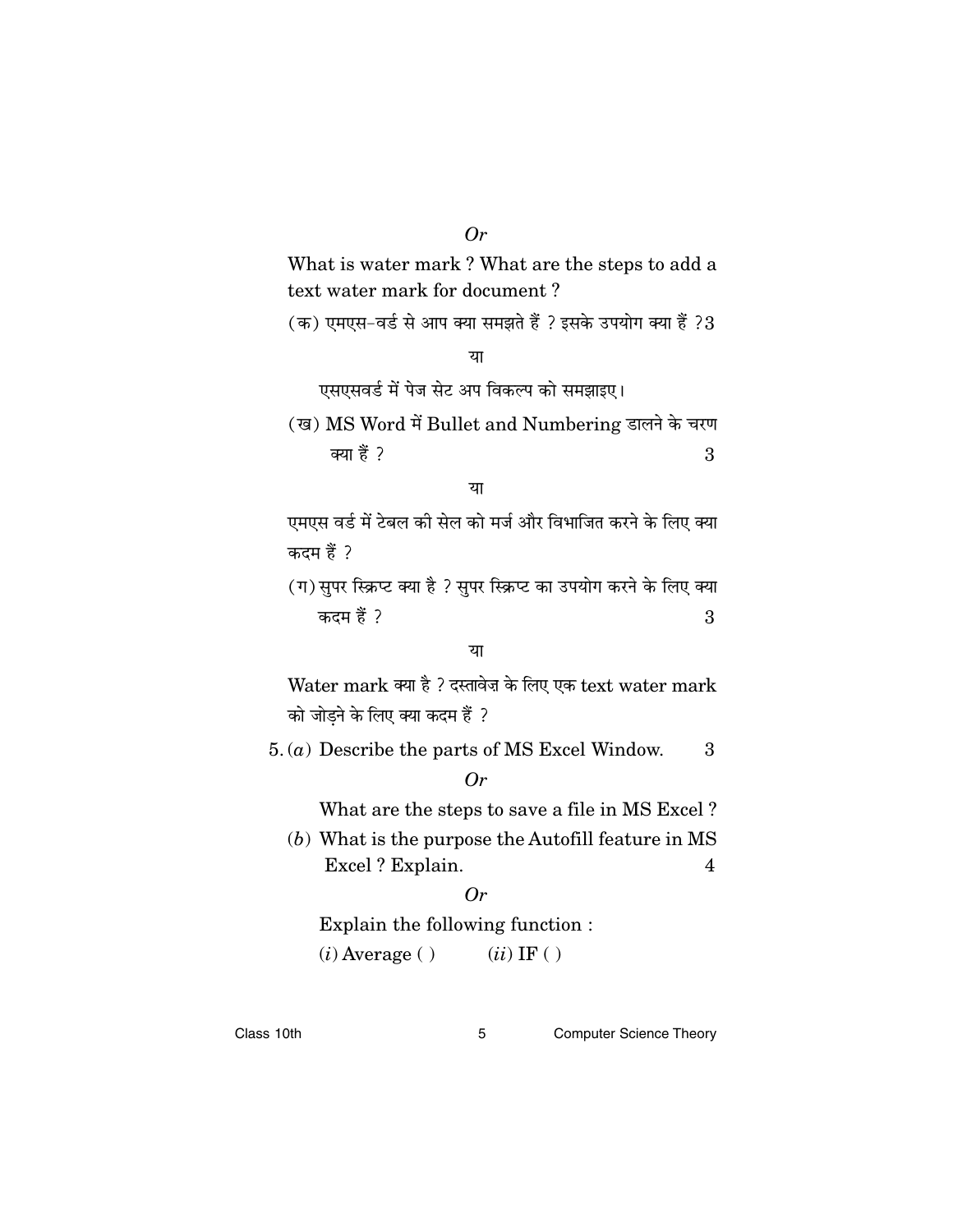*Or*

What is water mark ? What are the steps to add a text water mark for document ?

(क) एमएस-वर्ड से आप क्या समझते हैं ? इसके उपयोग क्या हैं ? 3

या

एसएसवर्ड में पेज सेट अप विकल्प को समझाइए।

(ख) MS Word में Bullet and Numbering डालने के चरण क्या हैं ? 3

या

एमएस वर्ड में टेबल की सेल को मर्ज और विभाजित करने के लिए क्या कदम हैं ?

(ग) सुपर स्क्रिप्ट क्या है ? सुपर स्क्रिप्ट का उपयोग करने के लिए क्या कदम हैं ? 3

या

Water mark क्या है ? दस्तावेज़ के लिए एक text water mark को जोड़ने के लिए क्या कदम हैं ?

5. (*a*) Describe the parts of MS Excel Window. 3

*Or*

What are the steps to save a file in MS Excel ?

(*b*) What is the purpose the Autofill feature in MS Excel ? Explain. 4

*Or*

Explain the following function :

(*i*) Average ( ) (*ii*) IF ( )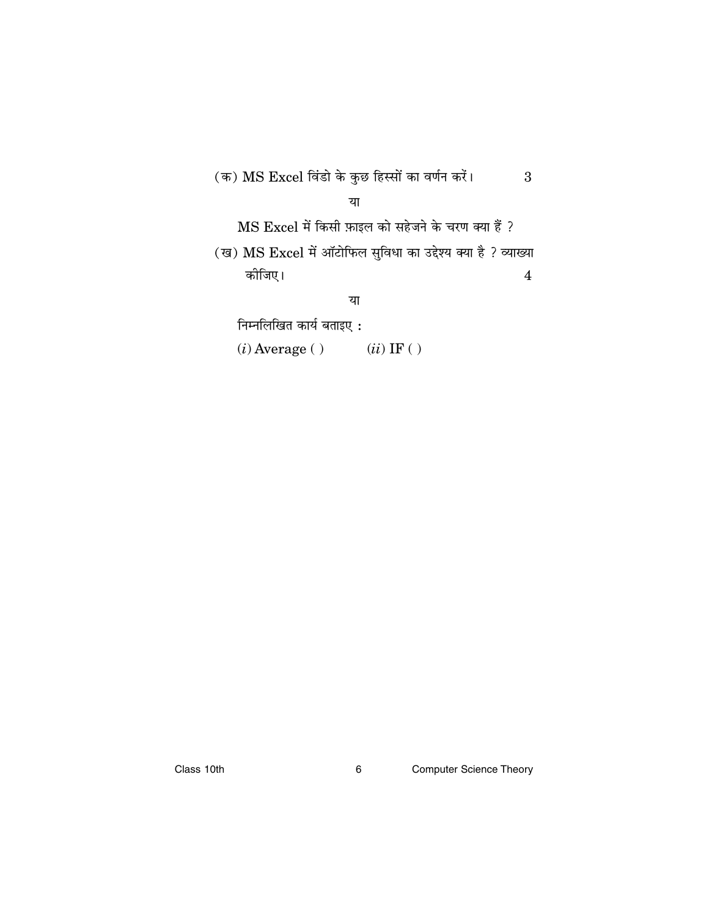(क) MS Excel विंडो के कुछ हिस्सों का वर्णन करें। 3

या

MS Excel में किसी फ़ाइल को सहेजने के चरण क्या हैं ?

(ख) MS Excel में ऑटोफिल सुविधा का उद्देश्य क्या है ? व्याख्या कीजिए। 4

या

निम्नलिखित कार्य बताइए :

(*i*) Average ( )   (*ii*) IF ( )